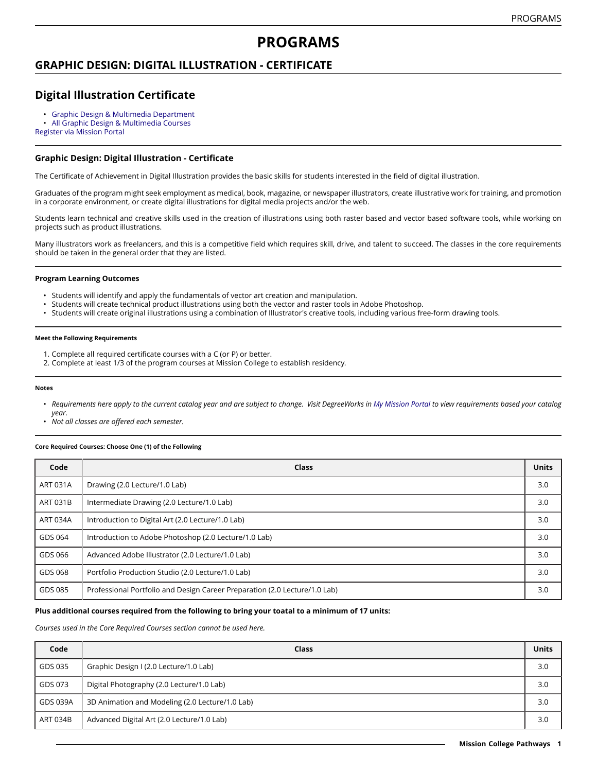# PROGRAMS

## GRAPHIC DESIGN: DIGITAL ILLUSTRATION - CERTIFICATE

## Digital Illustration Certificate

- Graphic Design & Multimedia Department
- All Graphic Design & Multimedia Courses

Register via Mission Portal

### Graphic Design: Digital Illustration - Certificate

The Certificate of Achievement in Digital Illustration provides the basic skills for students interested in the field of digital illustration.

Graduates of the program might seek employment as medical, book, magazine, or newspaper illustrators, create illustrative work for training, and promotion in a corporate environment, or create digital illustrations for digital media projects and/or the web.

Students learn technical and creative skills used in the creation of illustrations using both raster based and vector based software tools, while working on projects such as product illustrations.

Many illustrators work as freelancers, and this is a competitive field which requires skill, drive, and talent to succeed. The classes in the core requirements should be taken in the general order that they are listed.

#### Program Learning Outcomes

- Students will identify and apply the fundamentals of vector art creation and manipulation.
- Students will create technical product illustrations using both the vector and raster tools in Adobe Photoshop.
- Students will create original illustrations using a combination of Illustrator's creative tools, including various free-form drawing tools.

##### Meet the Following Requirements

1. Complete all required certificate courses with a C (or P) or better.
2. Complete at least 1/3 of the program courses at Mission College to establish residency.

##### Notes

- *Requirements here apply to the current catalog year and are subject to change. Visit DegreeWorks in My Mission Portal to view requirements based your catalog year.*
- *Not all classes are offered each semester.*

##### Core Required Courses: Choose One (1) of the Following

| Code | Class | Units |
|---|---|---|
| ART 031A | Drawing (2.0 Lecture/1.0 Lab) | 3.0 |
| ART 031B | Intermediate Drawing (2.0 Lecture/1.0 Lab) | 3.0 |
| ART 034A | Introduction to Digital Art (2.0 Lecture/1.0 Lab) | 3.0 |
| GDS 064 | Introduction to Adobe Photoshop (2.0 Lecture/1.0 Lab) | 3.0 |
| GDS 066 | Advanced Adobe Illustrator (2.0 Lecture/1.0 Lab) | 3.0 |
| GDS 068 | Portfolio Production Studio (2.0 Lecture/1.0 Lab) | 3.0 |
| GDS 085 | Professional Portfolio and Design Career Preparation (2.0 Lecture/1.0 Lab) | 3.0 |

**Plus additional courses required from the following to bring your toatal to a minimum of 17 units:**

*Courses used in the Core Required Courses section cannot be used here.*

| Code | Class | Units |
|---|---|---|
| GDS 035 | Graphic Design I (2.0 Lecture/1.0 Lab) | 3.0 |
| GDS 073 | Digital Photography (2.0 Lecture/1.0 Lab) | 3.0 |
| GDS 039A | 3D Animation and Modeling (2.0 Lecture/1.0 Lab) | 3.0 |
| ART 034B | Advanced Digital Art (2.0 Lecture/1.0 Lab) | 3.0 |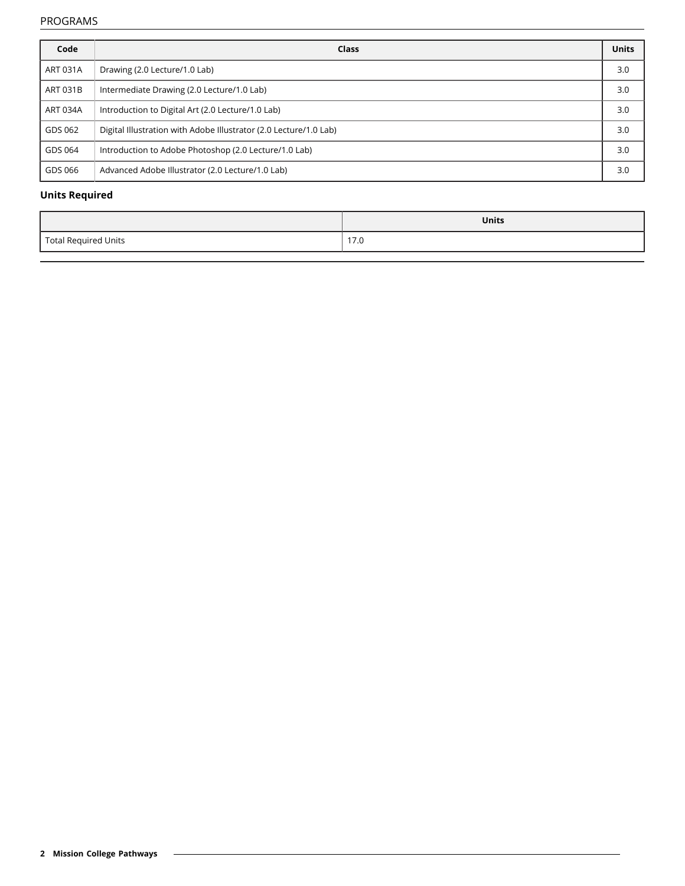| Code | Class | Units |
|---|---|---|
| ART 031A | Drawing (2.0 Lecture/1.0 Lab) | 3.0 |
| ART 031B | Intermediate Drawing (2.0 Lecture/1.0 Lab) | 3.0 |
| ART 034A | Introduction to Digital Art (2.0 Lecture/1.0 Lab) | 3.0 |
| GDS 062 | Digital Illustration with Adobe Illustrator (2.0 Lecture/1.0 Lab) | 3.0 |
| GDS 064 | Introduction to Adobe Photoshop (2.0 Lecture/1.0 Lab) | 3.0 |
| GDS 066 | Advanced Adobe Illustrator (2.0 Lecture/1.0 Lab) | 3.0 |

### Units Required

| | Units |
|---|---|
| Total Required Units | 17.0 |